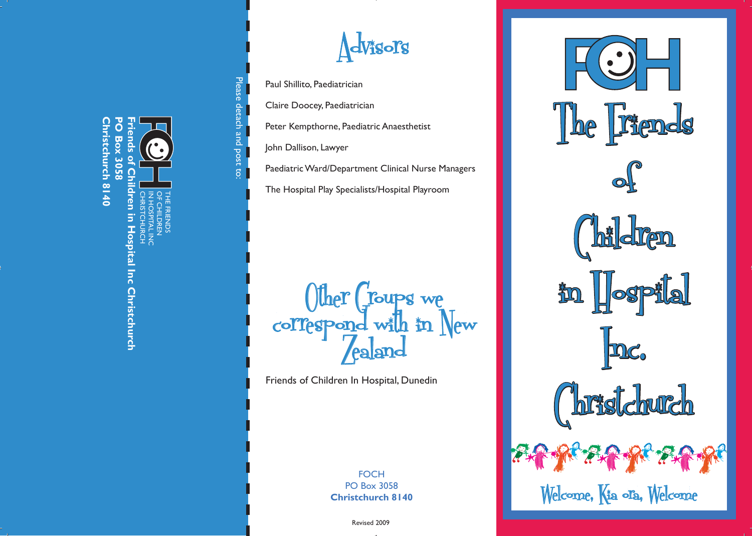Please detach and post to:

THE FRIENDS OF CHILDREN IN HOSPITAL INC CHRISTCHURCH

**Friends of Children in Hospital Inc Christchurch**
**PO Box 3058**
**Christchurch 8140**

## Advisors

Paul Shillito, Paediatrician

Claire Doocey, Paediatrician

Peter Kempthorne, Paediatric Anaesthetist

John Dallison, Lawyer

Paediatric Ward/Department Clinical Nurse Managers

The Hospital Play Specialists/Hospital Playroom

## Other Groups we correspond with in New Zealand

Friends of Children In Hospital, Dunedin

FOCH
PO Box 3058
**Christchurch 8140**

Revised 2009

# FOCH

# The Friends of Children in Hospital Inc. Christchurch

Welcome, Kia ora, Welcome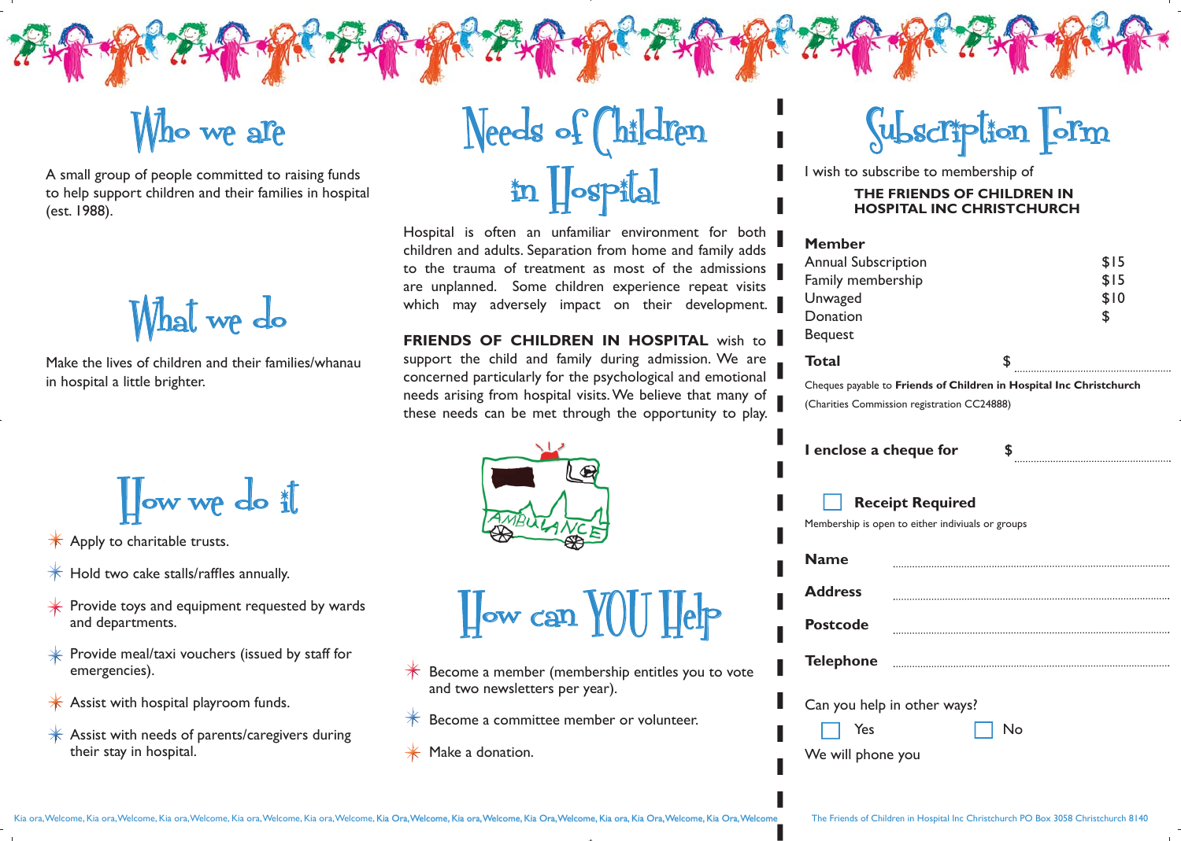## Who we are

A small group of people committed to raising funds to help support children and their families in hospital (est. 1988).

## What we do

Make the lives of children and their families/whanau in hospital a little brighter.

## How we do it

- Apply to charitable trusts.
- Hold two cake stalls/raffles annually.
- Provide toys and equipment requested by wards and departments.
- Provide meal/taxi vouchers (issued by staff for emergencies).
- Assist with hospital playroom funds.
- Assist with needs of parents/caregivers during their stay in hospital.

## Needs of Children in Hospital

Hospital is often an unfamiliar environment for both children and adults. Separation from home and family adds to the trauma of treatment as most of the admissions are unplanned. Some children experience repeat visits which may adversely impact on their development.

**FRIENDS OF CHILDREN IN HOSPITAL** wish to support the child and family during admission. We are concerned particularly for the psychological and emotional needs arising from hospital visits. We believe that many of these needs can be met through the opportunity to play.

## How can YOU Help

- Become a member (membership entitles you to vote and two newsletters per year).
- Become a committee member or volunteer.
- Make a donation.

Kia ora, Welcome, Kia ora, Welcome, Kia ora, Welcome, Kia ora, Welcome, Kia ora, Welcome, Kia Ora, Welcome, Kia ora, Welcome, Kia Ora, Welcome, Kia ora, Kia Ora, Welcome, Kia Ora, Welcome

## Subscription Form

I wish to subscribe to membership of

**THE FRIENDS OF CHILDREN IN HOSPITAL INC CHRISTCHURCH**

| **Member** | |
|---|---|
| Annual Subscription | $15 |
| Family membership | $15 |
| Unwaged | $10 |
| Donation | $ |
| Bequest | |
| **Total** | $ ........................ |

Cheques payable to **Friends of Children in Hospital Inc Christchurch**

(Charities Commission registration CC24888)

**I enclose a cheque for** $ ........................

☐ **Receipt Required**

Membership is open to either indiviuals or groups

**Name** ........................

**Address** ........................

**Postcode** ........................

**Telephone** ........................

Can you help in other ways?

☐ Yes ☐ No

We will phone you

The Friends of Children in Hospital Inc Christchurch PO Box 3058 Christchurch 8140